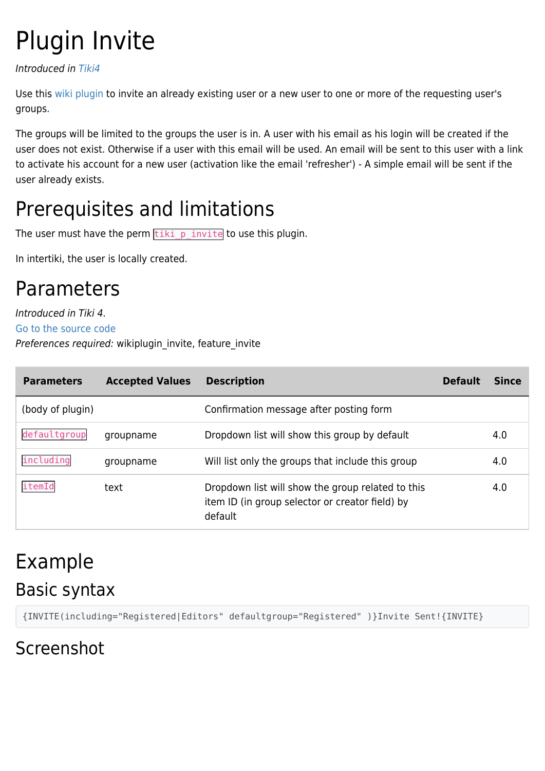# Plugin Invite

*Introduced in Tiki4*

Use this wiki plugin to invite an already existing user or a new user to one or more of the requesting user's groups.

The groups will be limited to the groups the user is in. A user with his email as his login will be created if the user does not exist. Otherwise if a user with this email will be used. An email will be sent to this user with a link to activate his account for a new user (activation like the email 'refresher') - A simple email will be sent if the user already exists.

## Prerequisites and limitations

The user must have the perm `tiki_p_invite` to use this plugin.

In intertiki, the user is locally created.

## Parameters

*Introduced in Tiki 4.*
Go to the source code
*Preferences required:* wikiplugin_invite, feature_invite

| Parameters | Accepted Values | Description | Default | Since |
|---|---|---|---|---|
| (body of plugin) | | Confirmation message after posting form | | |
| `defaultgroup` | groupname | Dropdown list will show this group by default | | 4.0 |
| `including` | groupname | Will list only the groups that include this group | | 4.0 |
| `itemId` | text | Dropdown list will show the group related to this item ID (in group selector or creator field) by default | | 4.0 |

## Example

### Basic syntax

```
{INVITE(including="Registered|Editors" defaultgroup="Registered" )}Invite Sent!{INVITE}
```

### Screenshot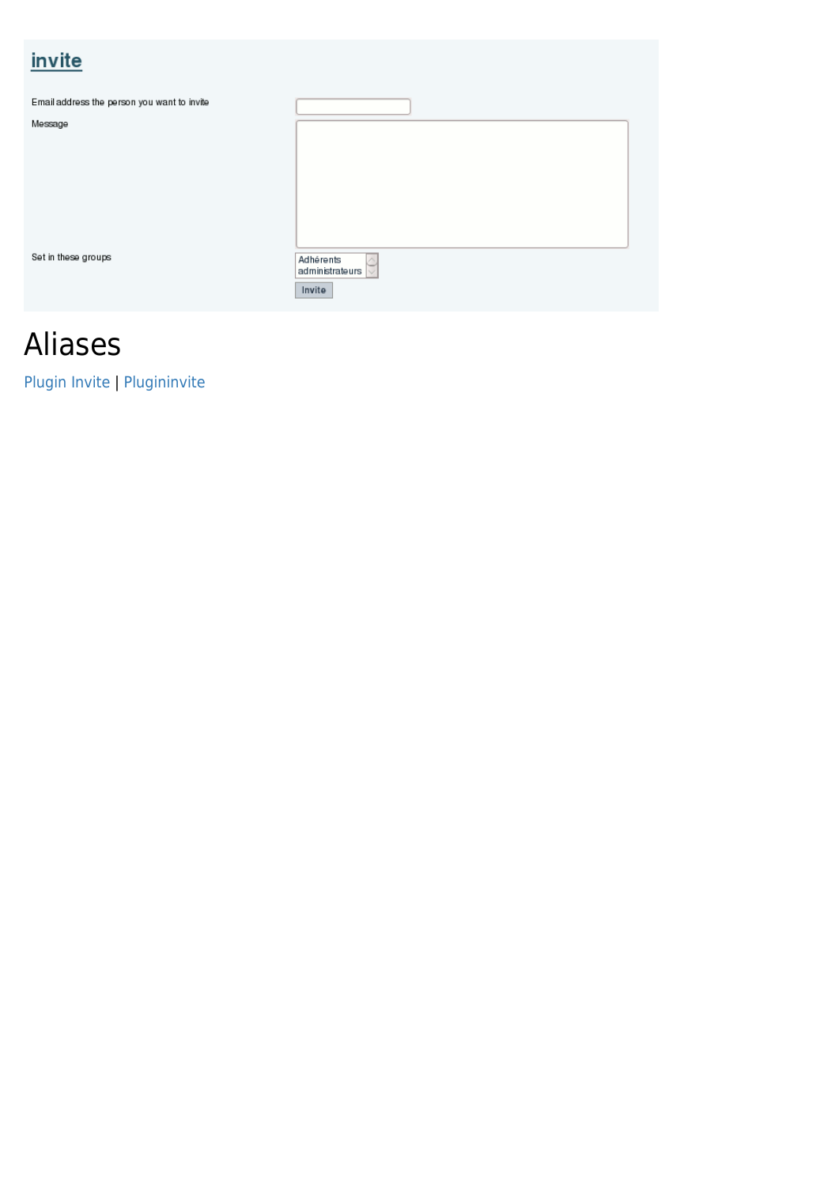## invite

Email address the person you want to invite

Message

Set in these groups

Adhérents
administrateurs

Invite

# Aliases

Plugin Invite | Plugininvite